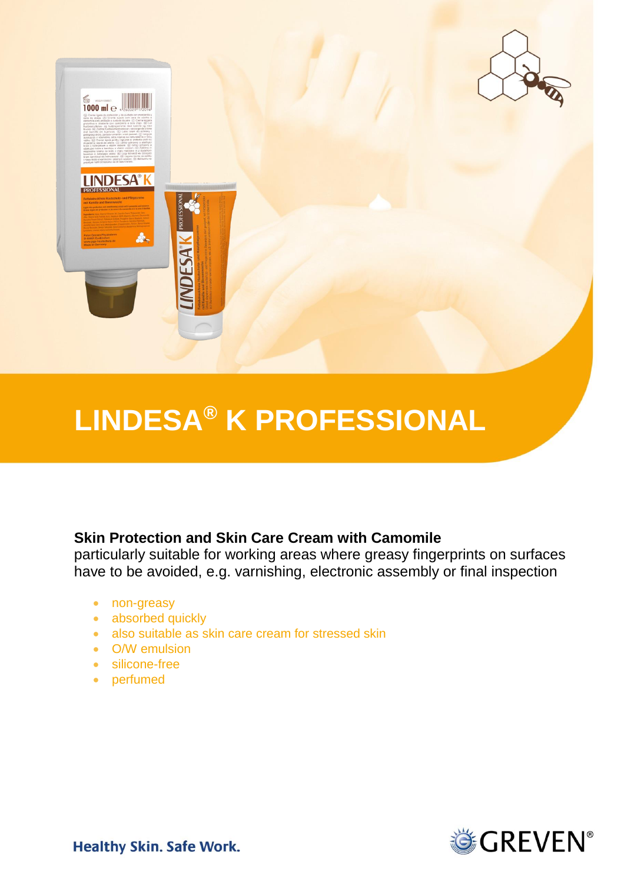# LINDESA® K PROFESSIONAL

**Skin Protection and Skin Care Cream with Camomile**
particularly suitable for working areas where greasy fingerprints on surfaces have to be avoided, e.g. varnishing, electronic assembly or final inspection

- non-greasy
- absorbed quickly
- also suitable as skin care cream for stressed skin
- O/W emulsion
- silicone-free
- perfumed

**Healthy Skin. Safe Work.**

GREVEN®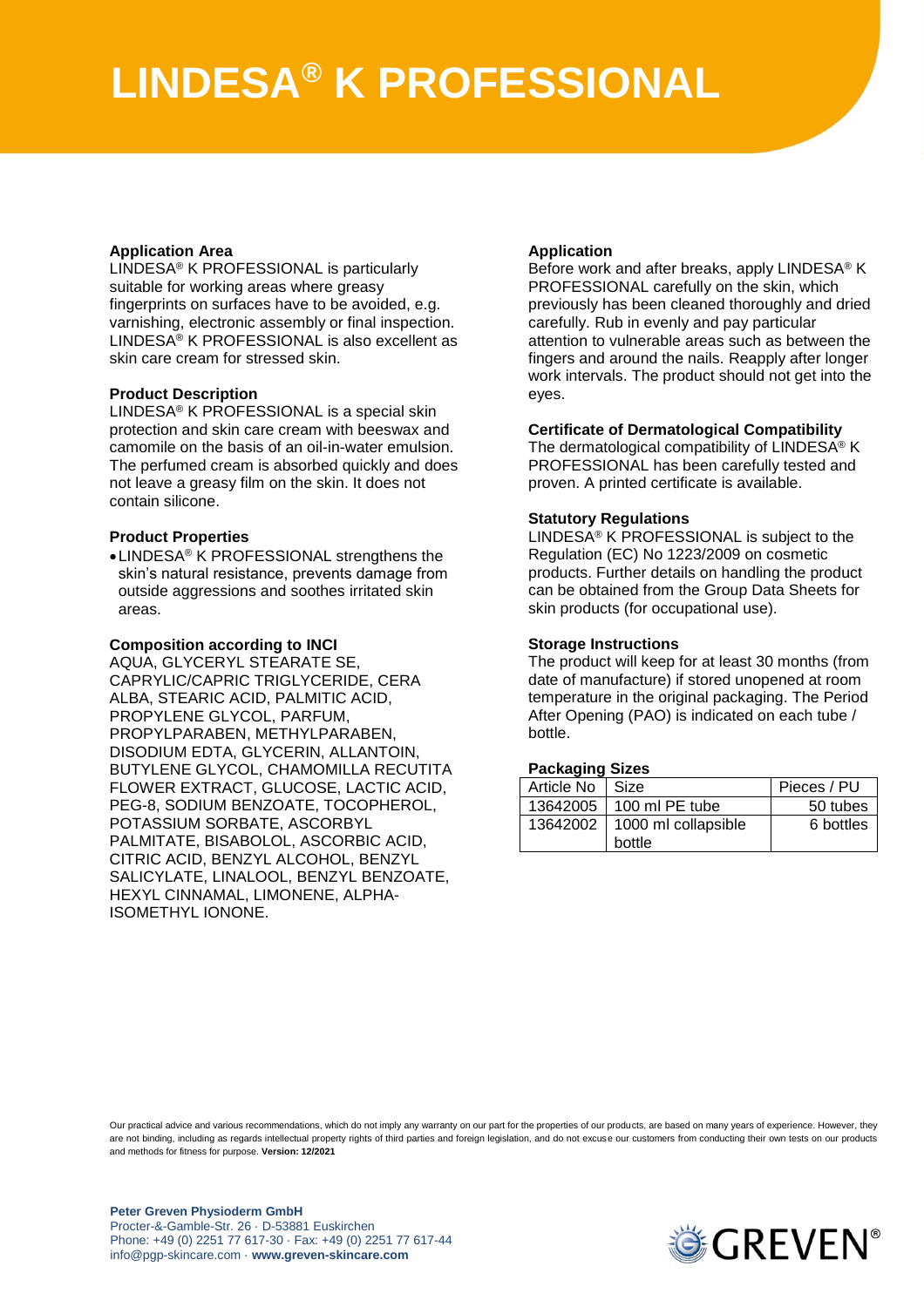# LINDESA® K PROFESSIONAL

### Application Area

LINDESA® K PROFESSIONAL is particularly suitable for working areas where greasy fingerprints on surfaces have to be avoided, e.g. varnishing, electronic assembly or final inspection. LINDESA® K PROFESSIONAL is also excellent as skin care cream for stressed skin.

### Product Description

LINDESA® K PROFESSIONAL is a special skin protection and skin care cream with beeswax and camomile on the basis of an oil-in-water emulsion. The perfumed cream is absorbed quickly and does not leave a greasy film on the skin. It does not contain silicone.

### Product Properties

- LINDESA® K PROFESSIONAL strengthens the skin's natural resistance, prevents damage from outside aggressions and soothes irritated skin areas.

### Composition according to INCI

AQUA, GLYCERYL STEARATE SE, CAPRYLIC/CAPRIC TRIGLYCERIDE, CERA ALBA, STEARIC ACID, PALMITIC ACID, PROPYLENE GLYCOL, PARFUM, PROPYLPARABEN, METHYLPARABEN, DISODIUM EDTA, GLYCERIN, ALLANTOIN, BUTYLENE GLYCOL, CHAMOMILLA RECUTITA FLOWER EXTRACT, GLUCOSE, LACTIC ACID, PEG-8, SODIUM BENZOATE, TOCOPHEROL, POTASSIUM SORBATE, ASCORBYL PALMITATE, BISABOLOL, ASCORBIC ACID, CITRIC ACID, BENZYL ALCOHOL, BENZYL SALICYLATE, LINALOOL, BENZYL BENZOATE, HEXYL CINNAMAL, LIMONENE, ALPHA-ISOMETHYL IONONE.

### Application

Before work and after breaks, apply LINDESA® K PROFESSIONAL carefully on the skin, which previously has been cleaned thoroughly and dried carefully. Rub in evenly and pay particular attention to vulnerable areas such as between the fingers and around the nails. Reapply after longer work intervals. The product should not get into the eyes.

### Certificate of Dermatological Compatibility

The dermatological compatibility of LINDESA® K PROFESSIONAL has been carefully tested and proven. A printed certificate is available.

### Statutory Regulations

LINDESA® K PROFESSIONAL is subject to the Regulation (EC) No 1223/2009 on cosmetic products. Further details on handling the product can be obtained from the Group Data Sheets for skin products (for occupational use).

### Storage Instructions

The product will keep for at least 30 months (from date of manufacture) if stored unopened at room temperature in the original packaging. The Period After Opening (PAO) is indicated on each tube / bottle.

### Packaging Sizes

| Article No | Size | Pieces / PU |
|---|---|---|
| 13642005 | 100 ml PE tube | 50 tubes |
| 13642002 | 1000 ml collapsible bottle | 6 bottles |

Our practical advice and various recommendations, which do not imply any warranty on our part for the properties of our products, are based on many years of experience. However, they are not binding, including as regards intellectual property rights of third parties and foreign legislation, and do not excuse our customers from conducting their own tests on our products and methods for fitness for purpose. **Version: 12/2021**

**Peter Greven Physioderm GmbH**
Procter-&-Gamble-Str. 26 · D-53881 Euskirchen
Phone: +49 (0) 2251 77 617-30 · Fax: +49 (0) 2251 77 617-44
info@pgp-skincare.com · **www.greven-skincare.com**

GREVEN®